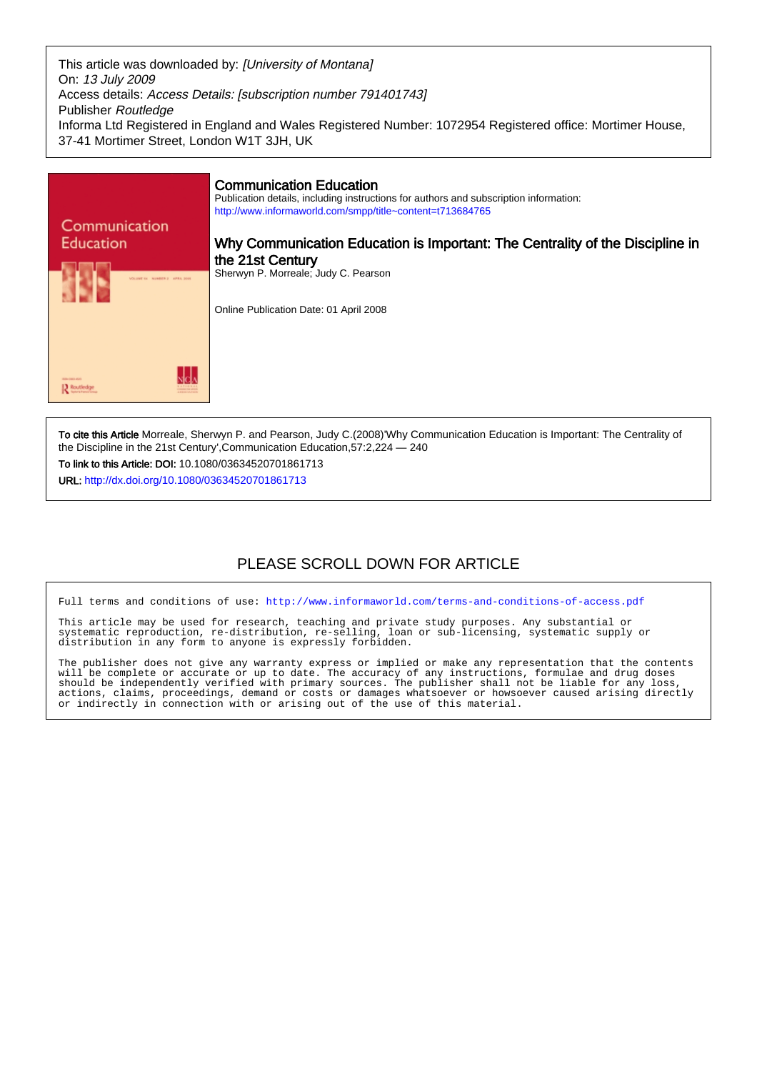This article was downloaded by: *[University of Montana]*
On: *13 July 2009*
Access details: *Access Details: [subscription number 791401743]*
Publisher *Routledge*
Informa Ltd Registered in England and Wales Registered Number: 1072954 Registered office: Mortimer House, 37-41 Mortimer Street, London W1T 3JH, UK

## Communication Education

Publication details, including instructions for authors and subscription information:
http://www.informaworld.com/smpp/title~content=t713684765

# Why Communication Education is Important: The Centrality of the Discipline in the 21st Century

Sherwyn P. Morreale; Judy C. Pearson

Online Publication Date: 01 April 2008

**To cite this Article** Morreale, Sherwyn P. and Pearson, Judy C.(2008)'Why Communication Education is Important: The Centrality of the Discipline in the 21st Century',Communication Education,57:2,224 — 240

**To link to this Article: DOI:** 10.1080/03634520701861713

**URL:** http://dx.doi.org/10.1080/03634520701861713

PLEASE SCROLL DOWN FOR ARTICLE

Full terms and conditions of use: http://www.informaworld.com/terms-and-conditions-of-access.pdf

This article may be used for research, teaching and private study purposes. Any substantial or systematic reproduction, re-distribution, re-selling, loan or sub-licensing, systematic supply or distribution in any form to anyone is expressly forbidden.

The publisher does not give any warranty express or implied or make any representation that the contents will be complete or accurate or up to date. The accuracy of any instructions, formulae and drug doses should be independently verified with primary sources. The publisher shall not be liable for any loss, actions, claims, proceedings, demand or costs or damages whatsoever or howsoever caused arising directly or indirectly in connection with or arising out of the use of this material.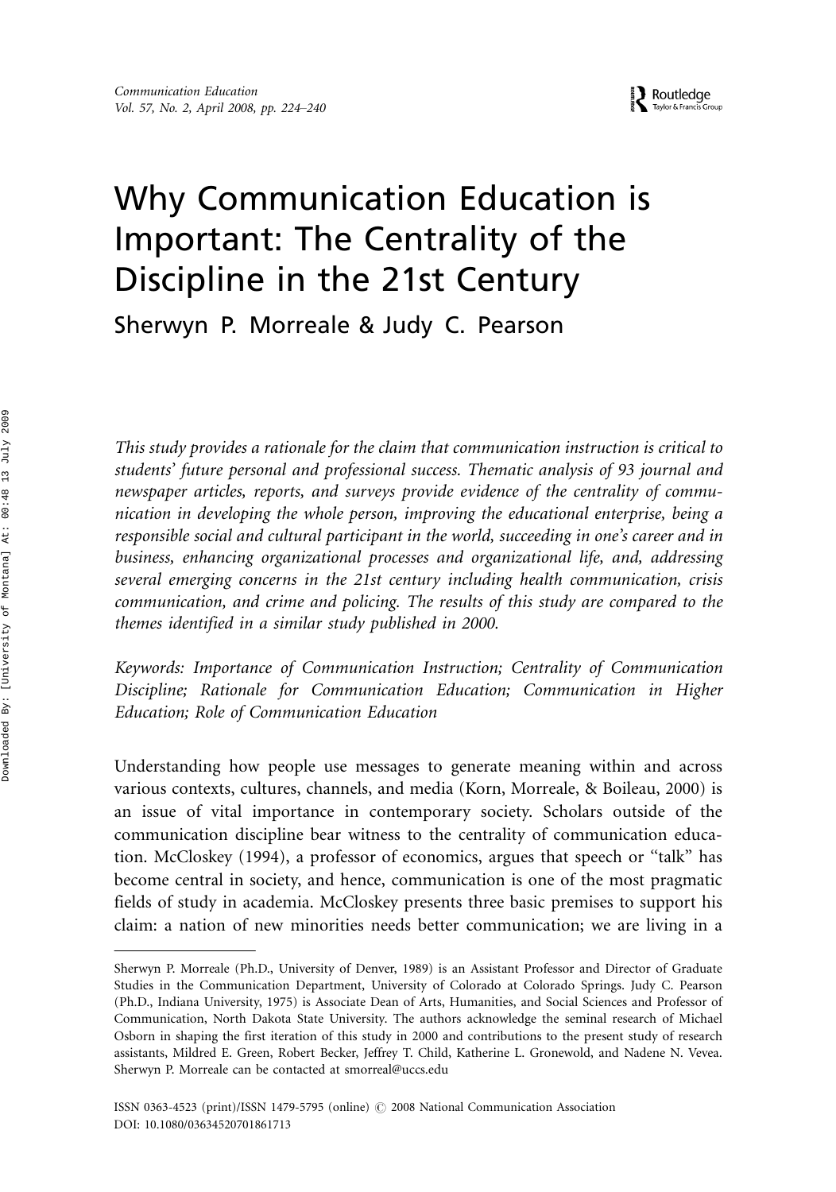# Why Communication Education is Important: The Centrality of the Discipline in the 21st Century

Sherwyn P. Morreale & Judy C. Pearson

*This study provides a rationale for the claim that communication instruction is critical to students' future personal and professional success. Thematic analysis of 93 journal and newspaper articles, reports, and surveys provide evidence of the centrality of communication in developing the whole person, improving the educational enterprise, being a responsible social and cultural participant in the world, succeeding in one's career and in business, enhancing organizational processes and organizational life, and, addressing several emerging concerns in the 21st century including health communication, crisis communication, and crime and policing. The results of this study are compared to the themes identified in a similar study published in 2000.*

*Keywords: Importance of Communication Instruction; Centrality of Communication Discipline; Rationale for Communication Education; Communication in Higher Education; Role of Communication Education*

Understanding how people use messages to generate meaning within and across various contexts, cultures, channels, and media (Korn, Morreale, & Boileau, 2000) is an issue of vital importance in contemporary society. Scholars outside of the communication discipline bear witness to the centrality of communication education. McCloskey (1994), a professor of economics, argues that speech or "talk" has become central in society, and hence, communication is one of the most pragmatic fields of study in academia. McCloskey presents three basic premises to support his claim: a nation of new minorities needs better communication; we are living in a

---

Sherwyn P. Morreale (Ph.D., University of Denver, 1989) is an Assistant Professor and Director of Graduate Studies in the Communication Department, University of Colorado at Colorado Springs. Judy C. Pearson (Ph.D., Indiana University, 1975) is Associate Dean of Arts, Humanities, and Social Sciences and Professor of Communication, North Dakota State University. The authors acknowledge the seminal research of Michael Osborn in shaping the first iteration of this study in 2000 and contributions to the present study of research assistants, Mildred E. Green, Robert Becker, Jeffrey T. Child, Katherine L. Gronewold, and Nadene N. Vevea. Sherwyn P. Morreale can be contacted at smorreal@uccs.edu

ISSN 0363-4523 (print)/ISSN 1479-5795 (online) © 2008 National Communication Association
DOI: 10.1080/03634520701861713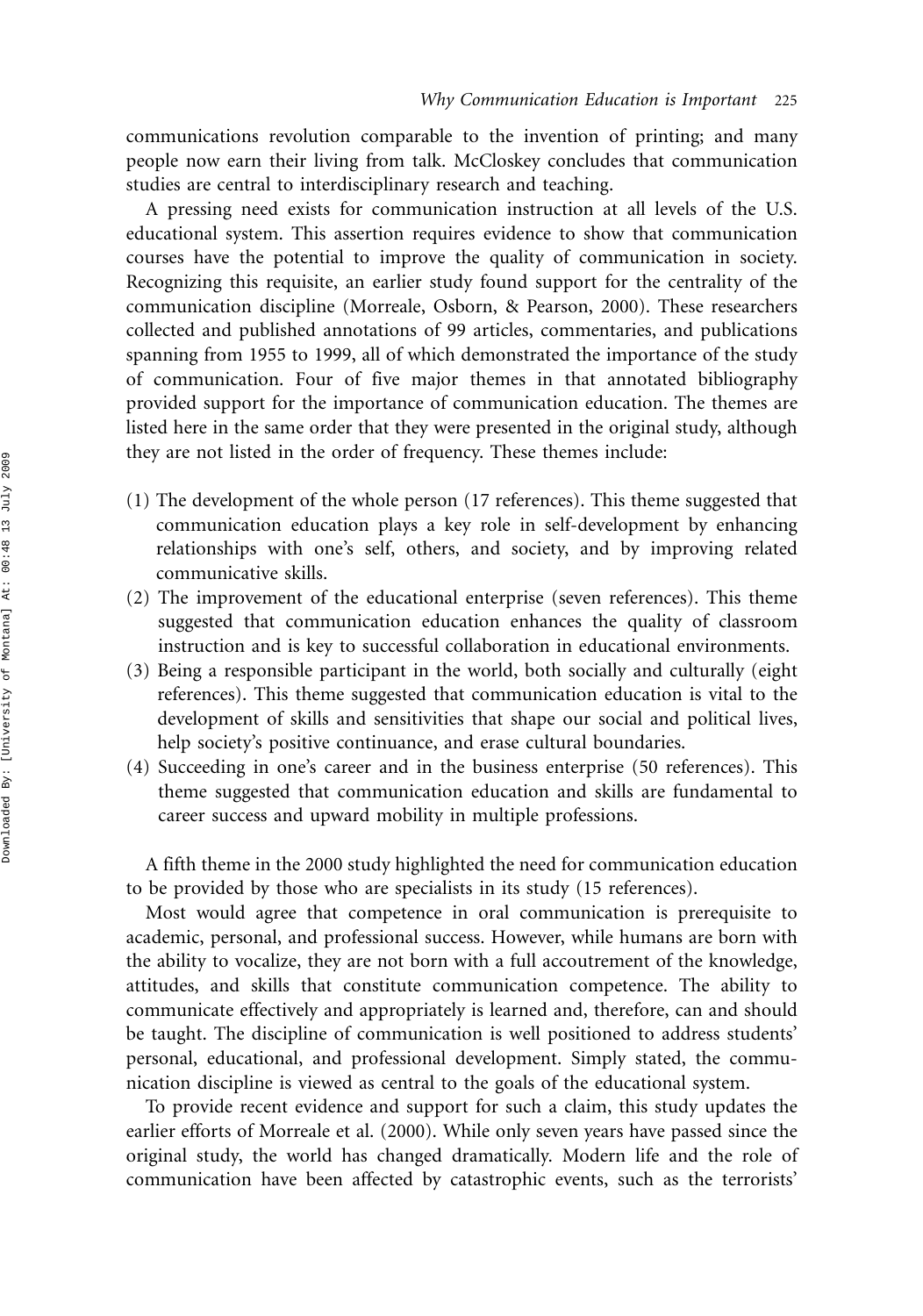communications revolution comparable to the invention of printing; and many people now earn their living from talk. McCloskey concludes that communication studies are central to interdisciplinary research and teaching.

A pressing need exists for communication instruction at all levels of the U.S. educational system. This assertion requires evidence to show that communication courses have the potential to improve the quality of communication in society. Recognizing this requisite, an earlier study found support for the centrality of the communication discipline (Morreale, Osborn, & Pearson, 2000). These researchers collected and published annotations of 99 articles, commentaries, and publications spanning from 1955 to 1999, all of which demonstrated the importance of the study of communication. Four of five major themes in that annotated bibliography provided support for the importance of communication education. The themes are listed here in the same order that they were presented in the original study, although they are not listed in the order of frequency. These themes include:

(1) The development of the whole person (17 references). This theme suggested that communication education plays a key role in self-development by enhancing relationships with one's self, others, and society, and by improving related communicative skills.
(2) The improvement of the educational enterprise (seven references). This theme suggested that communication education enhances the quality of classroom instruction and is key to successful collaboration in educational environments.
(3) Being a responsible participant in the world, both socially and culturally (eight references). This theme suggested that communication education is vital to the development of skills and sensitivities that shape our social and political lives, help society's positive continuance, and erase cultural boundaries.
(4) Succeeding in one's career and in the business enterprise (50 references). This theme suggested that communication education and skills are fundamental to career success and upward mobility in multiple professions.

A fifth theme in the 2000 study highlighted the need for communication education to be provided by those who are specialists in its study (15 references).

Most would agree that competence in oral communication is prerequisite to academic, personal, and professional success. However, while humans are born with the ability to vocalize, they are not born with a full accoutrement of the knowledge, attitudes, and skills that constitute communication competence. The ability to communicate effectively and appropriately is learned and, therefore, can and should be taught. The discipline of communication is well positioned to address students' personal, educational, and professional development. Simply stated, the communication discipline is viewed as central to the goals of the educational system.

To provide recent evidence and support for such a claim, this study updates the earlier efforts of Morreale et al. (2000). While only seven years have passed since the original study, the world has changed dramatically. Modern life and the role of communication have been affected by catastrophic events, such as the terrorists'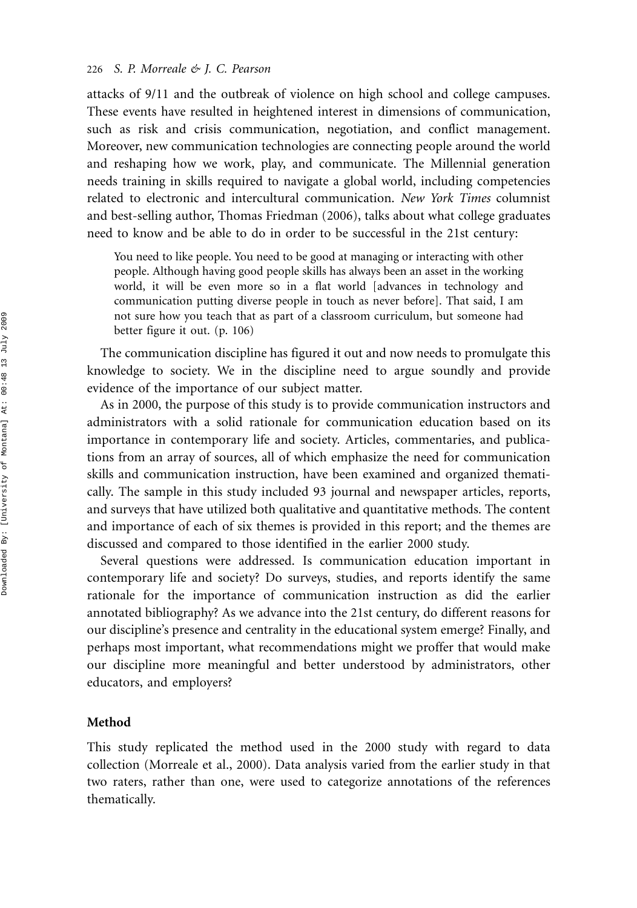attacks of 9/11 and the outbreak of violence on high school and college campuses. These events have resulted in heightened interest in dimensions of communication, such as risk and crisis communication, negotiation, and conflict management. Moreover, new communication technologies are connecting people around the world and reshaping how we work, play, and communicate. The Millennial generation needs training in skills required to navigate a global world, including competencies related to electronic and intercultural communication. *New York Times* columnist and best-selling author, Thomas Friedman (2006), talks about what college graduates need to know and be able to do in order to be successful in the 21st century:

> You need to like people. You need to be good at managing or interacting with other people. Although having good people skills has always been an asset in the working world, it will be even more so in a flat world [advances in technology and communication putting diverse people in touch as never before]. That said, I am not sure how you teach that as part of a classroom curriculum, but someone had better figure it out. (p. 106)

The communication discipline has figured it out and now needs to promulgate this knowledge to society. We in the discipline need to argue soundly and provide evidence of the importance of our subject matter.

As in 2000, the purpose of this study is to provide communication instructors and administrators with a solid rationale for communication education based on its importance in contemporary life and society. Articles, commentaries, and publications from an array of sources, all of which emphasize the need for communication skills and communication instruction, have been examined and organized thematically. The sample in this study included 93 journal and newspaper articles, reports, and surveys that have utilized both qualitative and quantitative methods. The content and importance of each of six themes is provided in this report; and the themes are discussed and compared to those identified in the earlier 2000 study.

Several questions were addressed. Is communication education important in contemporary life and society? Do surveys, studies, and reports identify the same rationale for the importance of communication instruction as did the earlier annotated bibliography? As we advance into the 21st century, do different reasons for our discipline's presence and centrality in the educational system emerge? Finally, and perhaps most important, what recommendations might we proffer that would make our discipline more meaningful and better understood by administrators, other educators, and employers?

## Method

This study replicated the method used in the 2000 study with regard to data collection (Morreale et al., 2000). Data analysis varied from the earlier study in that two raters, rather than one, were used to categorize annotations of the references thematically.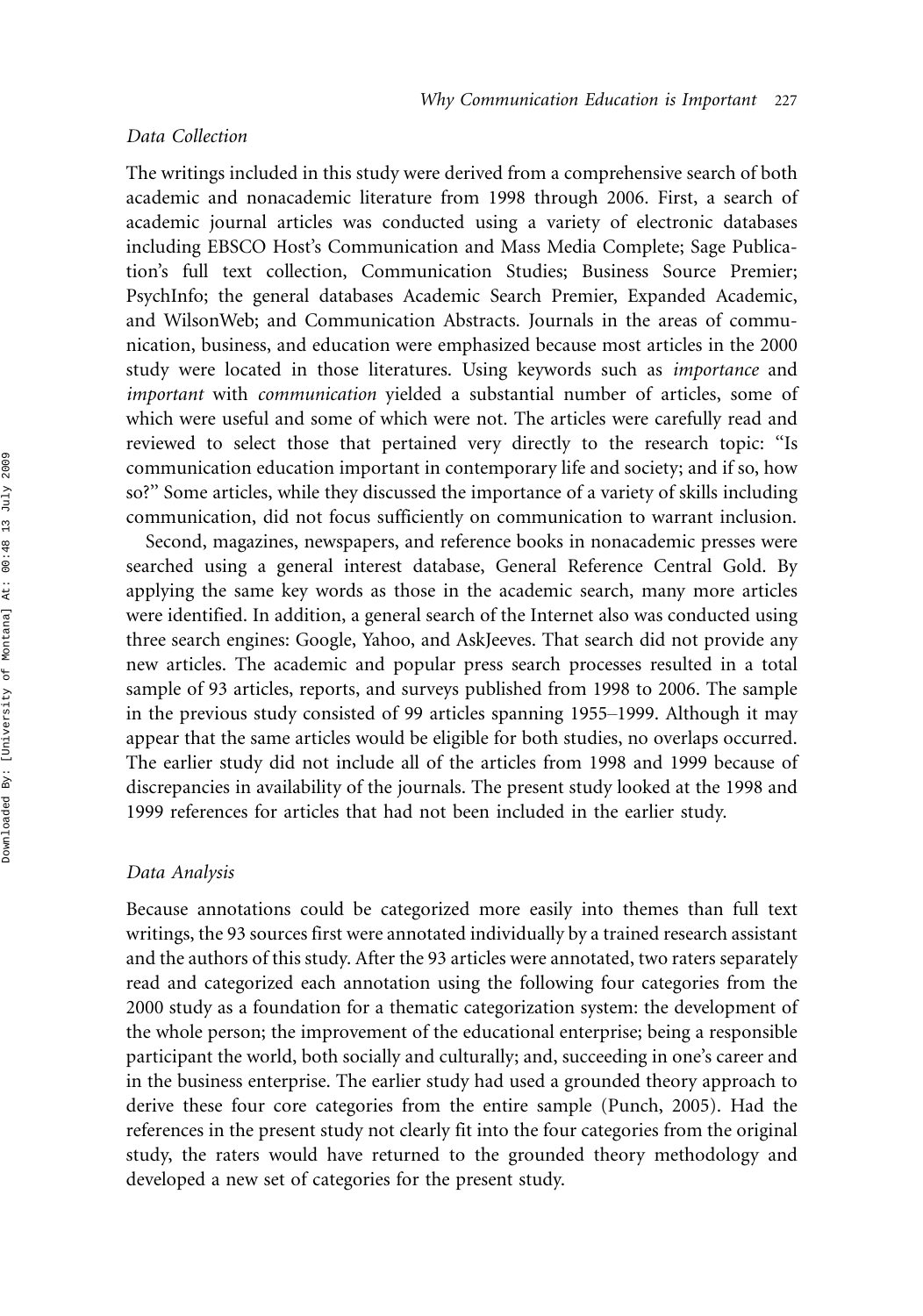### *Data Collection*

The writings included in this study were derived from a comprehensive search of both academic and nonacademic literature from 1998 through 2006. First, a search of academic journal articles was conducted using a variety of electronic databases including EBSCO Host's Communication and Mass Media Complete; Sage Publication's full text collection, Communication Studies; Business Source Premier; PsychInfo; the general databases Academic Search Premier, Expanded Academic, and WilsonWeb; and Communication Abstracts. Journals in the areas of communication, business, and education were emphasized because most articles in the 2000 study were located in those literatures. Using keywords such as *importance* and *important* with *communication* yielded a substantial number of articles, some of which were useful and some of which were not. The articles were carefully read and reviewed to select those that pertained very directly to the research topic: "Is communication education important in contemporary life and society; and if so, how so?" Some articles, while they discussed the importance of a variety of skills including communication, did not focus sufficiently on communication to warrant inclusion.

Second, magazines, newspapers, and reference books in nonacademic presses were searched using a general interest database, General Reference Central Gold. By applying the same key words as those in the academic search, many more articles were identified. In addition, a general search of the Internet also was conducted using three search engines: Google, Yahoo, and AskJeeves. That search did not provide any new articles. The academic and popular press search processes resulted in a total sample of 93 articles, reports, and surveys published from 1998 to 2006. The sample in the previous study consisted of 99 articles spanning 1955–1999. Although it may appear that the same articles would be eligible for both studies, no overlaps occurred. The earlier study did not include all of the articles from 1998 and 1999 because of discrepancies in availability of the journals. The present study looked at the 1998 and 1999 references for articles that had not been included in the earlier study.

### *Data Analysis*

Because annotations could be categorized more easily into themes than full text writings, the 93 sources first were annotated individually by a trained research assistant and the authors of this study. After the 93 articles were annotated, two raters separately read and categorized each annotation using the following four categories from the 2000 study as a foundation for a thematic categorization system: the development of the whole person; the improvement of the educational enterprise; being a responsible participant the world, both socially and culturally; and, succeeding in one's career and in the business enterprise. The earlier study had used a grounded theory approach to derive these four core categories from the entire sample (Punch, 2005). Had the references in the present study not clearly fit into the four categories from the original study, the raters would have returned to the grounded theory methodology and developed a new set of categories for the present study.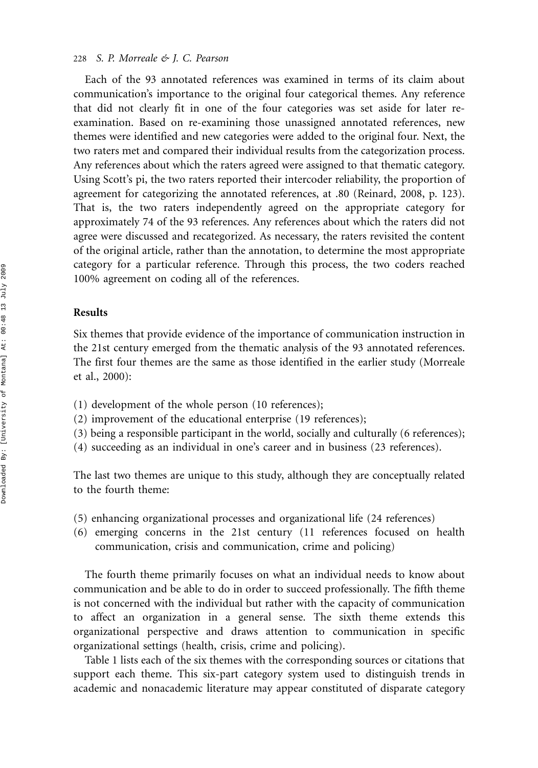Each of the 93 annotated references was examined in terms of its claim about communication's importance to the original four categorical themes. Any reference that did not clearly fit in one of the four categories was set aside for later re-examination. Based on re-examining those unassigned annotated references, new themes were identified and new categories were added to the original four. Next, the two raters met and compared their individual results from the categorization process. Any references about which the raters agreed were assigned to that thematic category. Using Scott's pi, the two raters reported their intercoder reliability, the proportion of agreement for categorizing the annotated references, at .80 (Reinard, 2008, p. 123). That is, the two raters independently agreed on the appropriate category for approximately 74 of the 93 references. Any references about which the raters did not agree were discussed and recategorized. As necessary, the raters revisited the content of the original article, rather than the annotation, to determine the most appropriate category for a particular reference. Through this process, the two coders reached 100% agreement on coding all of the references.

## Results

Six themes that provide evidence of the importance of communication instruction in the 21st century emerged from the thematic analysis of the 93 annotated references. The first four themes are the same as those identified in the earlier study (Morreale et al., 2000):

(1) development of the whole person (10 references);
(2) improvement of the educational enterprise (19 references);
(3) being a responsible participant in the world, socially and culturally (6 references);
(4) succeeding as an individual in one's career and in business (23 references).

The last two themes are unique to this study, although they are conceptually related to the fourth theme:

(5) enhancing organizational processes and organizational life (24 references)
(6) emerging concerns in the 21st century (11 references focused on health communication, crisis and communication, crime and policing)

The fourth theme primarily focuses on what an individual needs to know about communication and be able to do in order to succeed professionally. The fifth theme is not concerned with the individual but rather with the capacity of communication to affect an organization in a general sense. The sixth theme extends this organizational perspective and draws attention to communication in specific organizational settings (health, crisis, crime and policing).

Table 1 lists each of the six themes with the corresponding sources or citations that support each theme. This six-part category system used to distinguish trends in academic and nonacademic literature may appear constituted of disparate category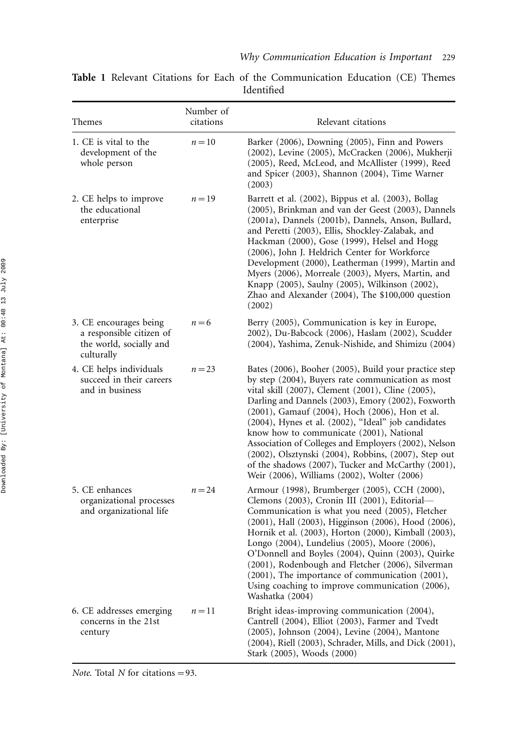**Table 1** Relevant Citations for Each of the Communication Education (CE) Themes Identified

| Themes | Number of citations | Relevant citations |
|---|---|---|
| 1. CE is vital to the development of the whole person | $n = 10$ | Barker (2006), Downing (2005), Finn and Powers (2002), Levine (2005), McCracken (2006), Mukherji (2005), Reed, McLeod, and McAllister (1999), Reed and Spicer (2003), Shannon (2004), Time Warner (2003) |
| 2. CE helps to improve the educational enterprise | $n = 19$ | Barrett et al. (2002), Bippus et al. (2003), Bollag (2005), Brinkman and van der Geest (2003), Dannels (2001a), Dannels (2001b), Dannels, Anson, Bullard, and Peretti (2003), Ellis, Shockley-Zalabak, and Hackman (2000), Gose (1999), Helsel and Hogg (2006), John J. Heldrich Center for Workforce Development (2000), Leatherman (1999), Martin and Myers (2006), Morreale (2003), Myers, Martin, and Knapp (2005), Saulny (2005), Wilkinson (2002), Zhao and Alexander (2004), The $100,000 question (2002) |
| 3. CE encourages being a responsible citizen of the world, socially and culturally | $n = 6$ | Berry (2005), Communication is key in Europe, 2002), Du-Babcock (2006), Haslam (2002), Scudder (2004), Yashima, Zenuk-Nishide, and Shimizu (2004) |
| 4. CE helps individuals succeed in their careers and in business | $n = 23$ | Bates (2006), Booher (2005), Build your practice step by step (2004), Buyers rate communication as most vital skill (2007), Clement (2001), Cline (2005), Darling and Dannels (2003), Emory (2002), Foxworth (2001), Gamauf (2004), Hoch (2006), Hon et al. (2004), Hynes et al. (2002), "Ideal" job candidates know how to communicate (2001), National Association of Colleges and Employers (2002), Nelson (2002), Olsztynski (2004), Robbins, (2007), Step out of the shadows (2007), Tucker and McCarthy (2001), Weir (2006), Williams (2002), Wolter (2006) |
| 5. CE enhances organizational processes and organizational life | $n = 24$ | Armour (1998), Brumberger (2005), CCH (2000), Clemons (2003), Cronin III (2001), Editorial—Communication is what you need (2005), Fletcher (2001), Hall (2003), Higginson (2006), Hood (2006), Hornik et al. (2003), Horton (2000), Kimball (2003), Longo (2004), Lundelius (2005), Moore (2006), O'Donnell and Boyles (2004), Quinn (2003), Quirke (2001), Rodenbough and Fletcher (2006), Silverman (2001), The importance of communication (2001), Using coaching to improve communication (2006), Washatka (2004) |
| 6. CE addresses emerging concerns in the 21st century | $n = 11$ | Bright ideas-improving communication (2004), Cantrell (2004), Elliot (2003), Farmer and Tvedt (2005), Johnson (2004), Levine (2004), Mantone (2004), Riell (2003), Schrader, Mills, and Dick (2001), Stark (2005), Woods (2000) |

*Note*. Total $N$ for citations = 93.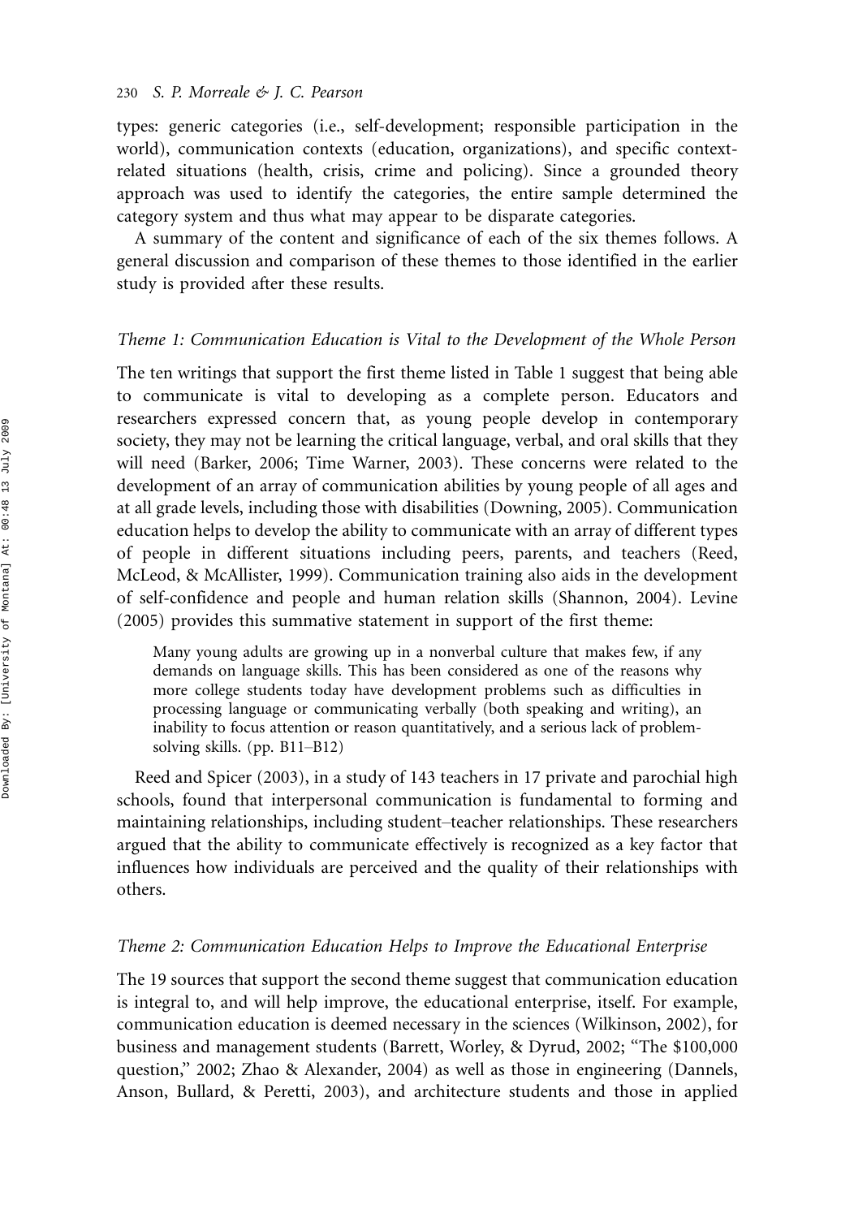types: generic categories (i.e., self-development; responsible participation in the world), communication contexts (education, organizations), and specific context-related situations (health, crisis, crime and policing). Since a grounded theory approach was used to identify the categories, the entire sample determined the category system and thus what may appear to be disparate categories.

A summary of the content and significance of each of the six themes follows. A general discussion and comparison of these themes to those identified in the earlier study is provided after these results.

### *Theme 1: Communication Education is Vital to the Development of the Whole Person*

The ten writings that support the first theme listed in Table 1 suggest that being able to communicate is vital to developing as a complete person. Educators and researchers expressed concern that, as young people develop in contemporary society, they may not be learning the critical language, verbal, and oral skills that they will need (Barker, 2006; Time Warner, 2003). These concerns were related to the development of an array of communication abilities by young people of all ages and at all grade levels, including those with disabilities (Downing, 2005). Communication education helps to develop the ability to communicate with an array of different types of people in different situations including peers, parents, and teachers (Reed, McLeod, & McAllister, 1999). Communication training also aids in the development of self-confidence and people and human relation skills (Shannon, 2004). Levine (2005) provides this summative statement in support of the first theme:

> Many young adults are growing up in a nonverbal culture that makes few, if any demands on language skills. This has been considered as one of the reasons why more college students today have development problems such as difficulties in processing language or communicating verbally (both speaking and writing), an inability to focus attention or reason quantitatively, and a serious lack of problem-solving skills. (pp. B11–B12)

Reed and Spicer (2003), in a study of 143 teachers in 17 private and parochial high schools, found that interpersonal communication is fundamental to forming and maintaining relationships, including student–teacher relationships. These researchers argued that the ability to communicate effectively is recognized as a key factor that influences how individuals are perceived and the quality of their relationships with others.

### *Theme 2: Communication Education Helps to Improve the Educational Enterprise*

The 19 sources that support the second theme suggest that communication education is integral to, and will help improve, the educational enterprise, itself. For example, communication education is deemed necessary in the sciences (Wilkinson, 2002), for business and management students (Barrett, Worley, & Dyrud, 2002; "The $100,000 question," 2002; Zhao & Alexander, 2004) as well as those in engineering (Dannels, Anson, Bullard, & Peretti, 2003), and architecture students and those in applied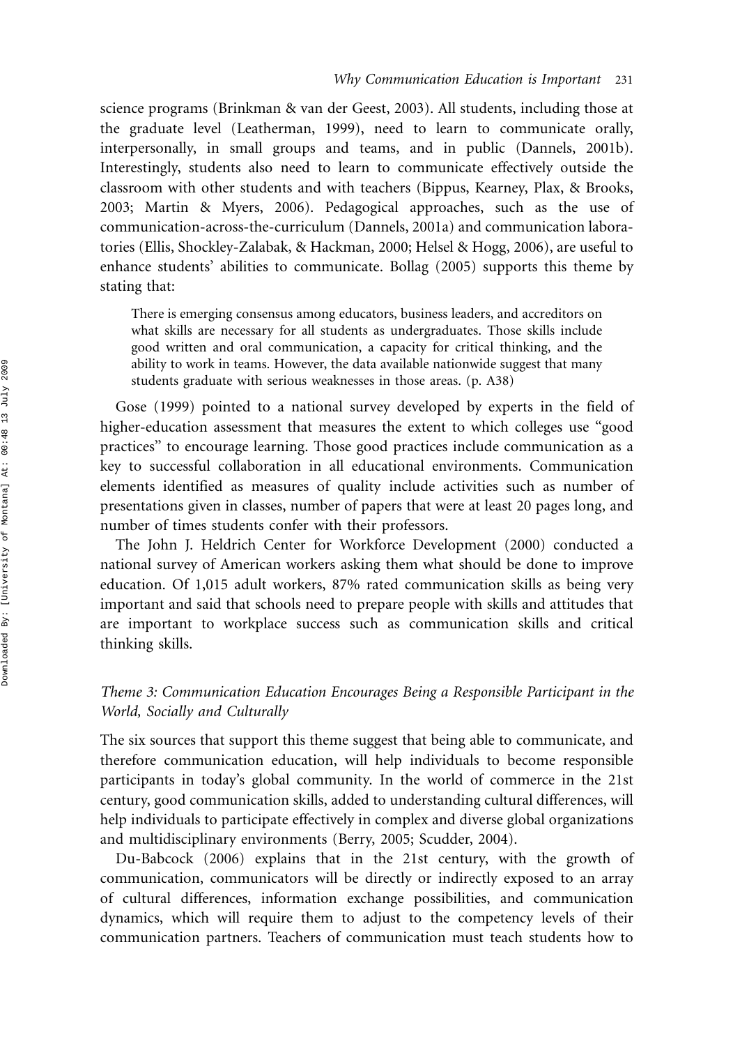science programs (Brinkman & van der Geest, 2003). All students, including those at the graduate level (Leatherman, 1999), need to learn to communicate orally, interpersonally, in small groups and teams, and in public (Dannels, 2001b). Interestingly, students also need to learn to communicate effectively outside the classroom with other students and with teachers (Bippus, Kearney, Plax, & Brooks, 2003; Martin & Myers, 2006). Pedagogical approaches, such as the use of communication-across-the-curriculum (Dannels, 2001a) and communication laboratories (Ellis, Shockley-Zalabak, & Hackman, 2000; Helsel & Hogg, 2006), are useful to enhance students' abilities to communicate. Bollag (2005) supports this theme by stating that:

> There is emerging consensus among educators, business leaders, and accreditors on what skills are necessary for all students as undergraduates. Those skills include good written and oral communication, a capacity for critical thinking, and the ability to work in teams. However, the data available nationwide suggest that many students graduate with serious weaknesses in those areas. (p. A38)

Gose (1999) pointed to a national survey developed by experts in the field of higher-education assessment that measures the extent to which colleges use "good practices" to encourage learning. Those good practices include communication as a key to successful collaboration in all educational environments. Communication elements identified as measures of quality include activities such as number of presentations given in classes, number of papers that were at least 20 pages long, and number of times students confer with their professors.

The John J. Heldrich Center for Workforce Development (2000) conducted a national survey of American workers asking them what should be done to improve education. Of 1,015 adult workers, 87% rated communication skills as being very important and said that schools need to prepare people with skills and attitudes that are important to workplace success such as communication skills and critical thinking skills.

### *Theme 3: Communication Education Encourages Being a Responsible Participant in the World, Socially and Culturally*

The six sources that support this theme suggest that being able to communicate, and therefore communication education, will help individuals to become responsible participants in today's global community. In the world of commerce in the 21st century, good communication skills, added to understanding cultural differences, will help individuals to participate effectively in complex and diverse global organizations and multidisciplinary environments (Berry, 2005; Scudder, 2004).

Du-Babcock (2006) explains that in the 21st century, with the growth of communication, communicators will be directly or indirectly exposed to an array of cultural differences, information exchange possibilities, and communication dynamics, which will require them to adjust to the competency levels of their communication partners. Teachers of communication must teach students how to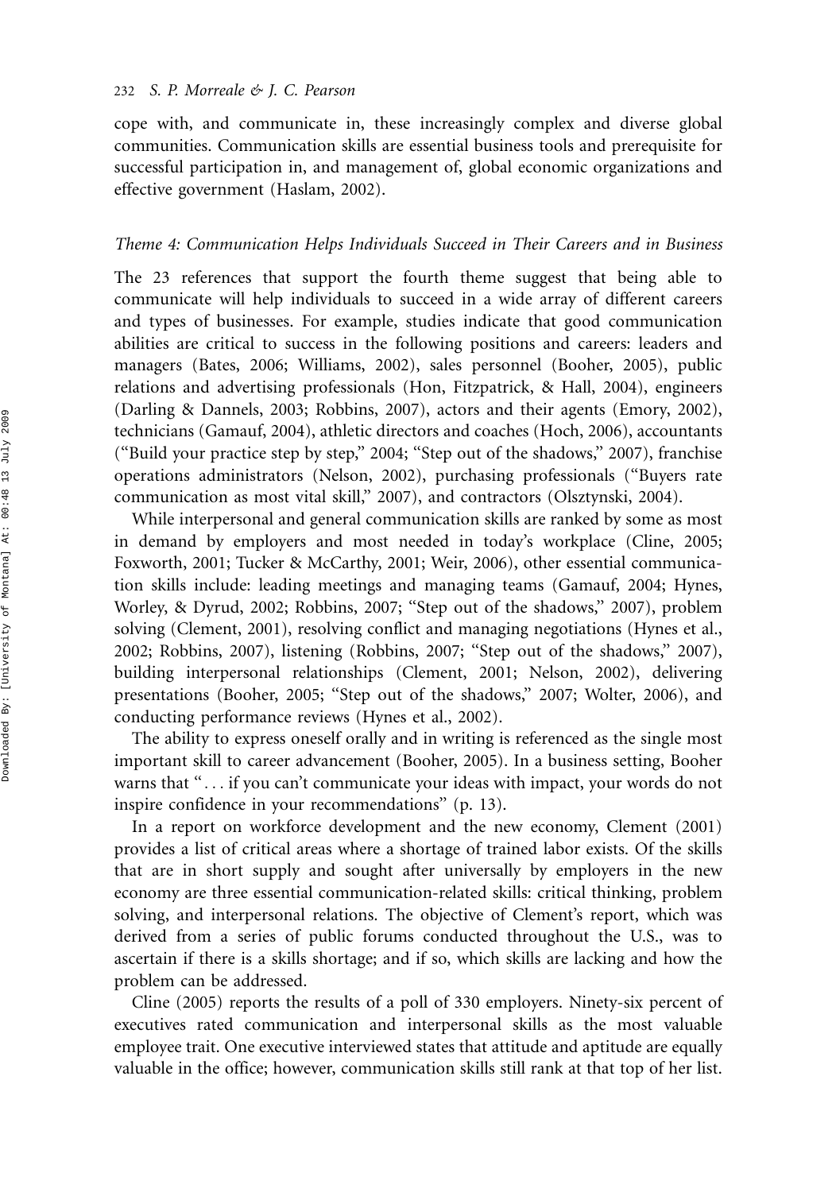cope with, and communicate in, these increasingly complex and diverse global communities. Communication skills are essential business tools and prerequisite for successful participation in, and management of, global economic organizations and effective government (Haslam, 2002).

### *Theme 4: Communication Helps Individuals Succeed in Their Careers and in Business*

The 23 references that support the fourth theme suggest that being able to communicate will help individuals to succeed in a wide array of different careers and types of businesses. For example, studies indicate that good communication abilities are critical to success in the following positions and careers: leaders and managers (Bates, 2006; Williams, 2002), sales personnel (Booher, 2005), public relations and advertising professionals (Hon, Fitzpatrick, & Hall, 2004), engineers (Darling & Dannels, 2003; Robbins, 2007), actors and their agents (Emory, 2002), technicians (Gamauf, 2004), athletic directors and coaches (Hoch, 2006), accountants ("Build your practice step by step," 2004; "Step out of the shadows," 2007), franchise operations administrators (Nelson, 2002), purchasing professionals ("Buyers rate communication as most vital skill," 2007), and contractors (Olsztynski, 2004).

While interpersonal and general communication skills are ranked by some as most in demand by employers and most needed in today's workplace (Cline, 2005; Foxworth, 2001; Tucker & McCarthy, 2001; Weir, 2006), other essential communication skills include: leading meetings and managing teams (Gamauf, 2004; Hynes, Worley, & Dyrud, 2002; Robbins, 2007; "Step out of the shadows," 2007), problem solving (Clement, 2001), resolving conflict and managing negotiations (Hynes et al., 2002; Robbins, 2007), listening (Robbins, 2007; "Step out of the shadows," 2007), building interpersonal relationships (Clement, 2001; Nelson, 2002), delivering presentations (Booher, 2005; "Step out of the shadows," 2007; Wolter, 2006), and conducting performance reviews (Hynes et al., 2002).

The ability to express oneself orally and in writing is referenced as the single most important skill to career advancement (Booher, 2005). In a business setting, Booher warns that ". . . if you can't communicate your ideas with impact, your words do not inspire confidence in your recommendations" (p. 13).

In a report on workforce development and the new economy, Clement (2001) provides a list of critical areas where a shortage of trained labor exists. Of the skills that are in short supply and sought after universally by employers in the new economy are three essential communication-related skills: critical thinking, problem solving, and interpersonal relations. The objective of Clement's report, which was derived from a series of public forums conducted throughout the U.S., was to ascertain if there is a skills shortage; and if so, which skills are lacking and how the problem can be addressed.

Cline (2005) reports the results of a poll of 330 employers. Ninety-six percent of executives rated communication and interpersonal skills as the most valuable employee trait. One executive interviewed states that attitude and aptitude are equally valuable in the office; however, communication skills still rank at that top of her list.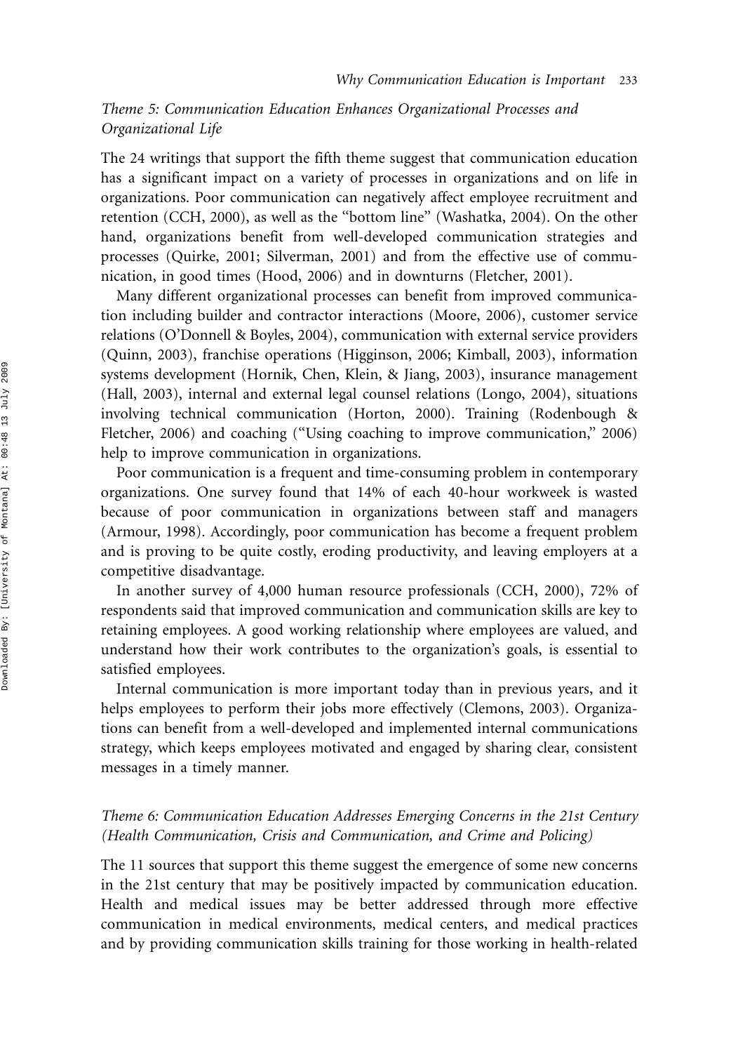### *Theme 5: Communication Education Enhances Organizational Processes and Organizational Life*

The 24 writings that support the fifth theme suggest that communication education has a significant impact on a variety of processes in organizations and on life in organizations. Poor communication can negatively affect employee recruitment and retention (CCH, 2000), as well as the "bottom line" (Washatka, 2004). On the other hand, organizations benefit from well-developed communication strategies and processes (Quirke, 2001; Silverman, 2001) and from the effective use of communication, in good times (Hood, 2006) and in downturns (Fletcher, 2001).

Many different organizational processes can benefit from improved communication including builder and contractor interactions (Moore, 2006), customer service relations (O'Donnell & Boyles, 2004), communication with external service providers (Quinn, 2003), franchise operations (Higginson, 2006; Kimball, 2003), information systems development (Hornik, Chen, Klein, & Jiang, 2003), insurance management (Hall, 2003), internal and external legal counsel relations (Longo, 2004), situations involving technical communication (Horton, 2000). Training (Rodenbough & Fletcher, 2006) and coaching ("Using coaching to improve communication," 2006) help to improve communication in organizations.

Poor communication is a frequent and time-consuming problem in contemporary organizations. One survey found that 14% of each 40-hour workweek is wasted because of poor communication in organizations between staff and managers (Armour, 1998). Accordingly, poor communication has become a frequent problem and is proving to be quite costly, eroding productivity, and leaving employers at a competitive disadvantage.

In another survey of 4,000 human resource professionals (CCH, 2000), 72% of respondents said that improved communication and communication skills are key to retaining employees. A good working relationship where employees are valued, and understand how their work contributes to the organization's goals, is essential to satisfied employees.

Internal communication is more important today than in previous years, and it helps employees to perform their jobs more effectively (Clemons, 2003). Organizations can benefit from a well-developed and implemented internal communications strategy, which keeps employees motivated and engaged by sharing clear, consistent messages in a timely manner.

### *Theme 6: Communication Education Addresses Emerging Concerns in the 21st Century (Health Communication, Crisis and Communication, and Crime and Policing)*

The 11 sources that support this theme suggest the emergence of some new concerns in the 21st century that may be positively impacted by communication education. Health and medical issues may be better addressed through more effective communication in medical environments, medical centers, and medical practices and by providing communication skills training for those working in health-related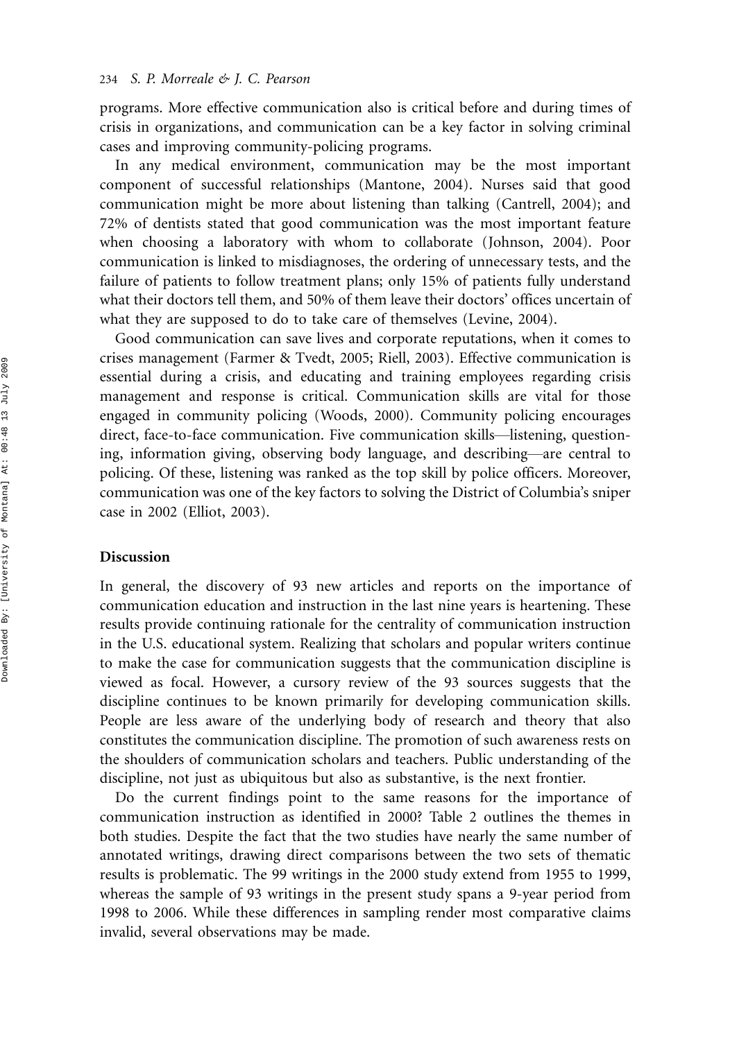programs. More effective communication also is critical before and during times of crisis in organizations, and communication can be a key factor in solving criminal cases and improving community-policing programs.

In any medical environment, communication may be the most important component of successful relationships (Mantone, 2004). Nurses said that good communication might be more about listening than talking (Cantrell, 2004); and 72% of dentists stated that good communication was the most important feature when choosing a laboratory with whom to collaborate (Johnson, 2004). Poor communication is linked to misdiagnoses, the ordering of unnecessary tests, and the failure of patients to follow treatment plans; only 15% of patients fully understand what their doctors tell them, and 50% of them leave their doctors' offices uncertain of what they are supposed to do to take care of themselves (Levine, 2004).

Good communication can save lives and corporate reputations, when it comes to crises management (Farmer & Tvedt, 2005; Riell, 2003). Effective communication is essential during a crisis, and educating and training employees regarding crisis management and response is critical. Communication skills are vital for those engaged in community policing (Woods, 2000). Community policing encourages direct, face-to-face communication. Five communication skills—listening, questioning, information giving, observing body language, and describing—are central to policing. Of these, listening was ranked as the top skill by police officers. Moreover, communication was one of the key factors to solving the District of Columbia's sniper case in 2002 (Elliot, 2003).

## Discussion

In general, the discovery of 93 new articles and reports on the importance of communication education and instruction in the last nine years is heartening. These results provide continuing rationale for the centrality of communication instruction in the U.S. educational system. Realizing that scholars and popular writers continue to make the case for communication suggests that the communication discipline is viewed as focal. However, a cursory review of the 93 sources suggests that the discipline continues to be known primarily for developing communication skills. People are less aware of the underlying body of research and theory that also constitutes the communication discipline. The promotion of such awareness rests on the shoulders of communication scholars and teachers. Public understanding of the discipline, not just as ubiquitous but also as substantive, is the next frontier.

Do the current findings point to the same reasons for the importance of communication instruction as identified in 2000? Table 2 outlines the themes in both studies. Despite the fact that the two studies have nearly the same number of annotated writings, drawing direct comparisons between the two sets of thematic results is problematic. The 99 writings in the 2000 study extend from 1955 to 1999, whereas the sample of 93 writings in the present study spans a 9-year period from 1998 to 2006. While these differences in sampling render most comparative claims invalid, several observations may be made.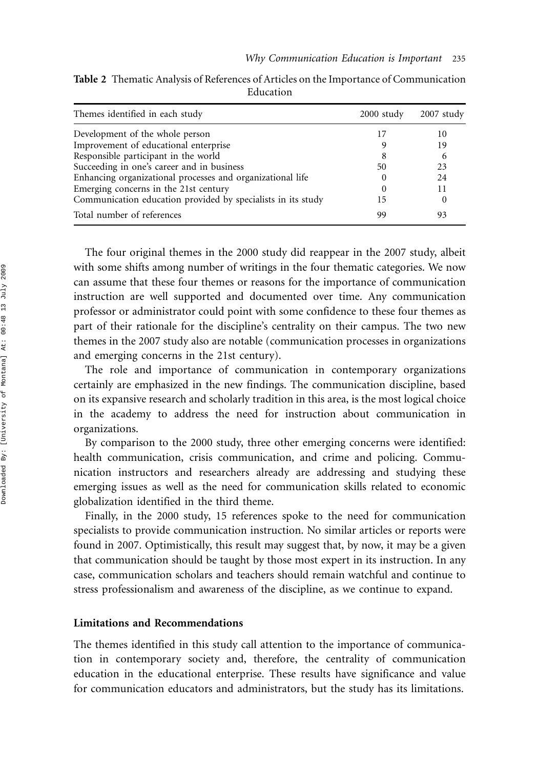**Table 2** Thematic Analysis of References of Articles on the Importance of Communication Education

| Themes identified in each study | 2000 study | 2007 study |
|---|---|---|
| Development of the whole person | 17 | 10 |
| Improvement of educational enterprise | 9 | 19 |
| Responsible participant in the world | 8 | 6 |
| Succeeding in one's career and in business | 50 | 23 |
| Enhancing organizational processes and organizational life | 0 | 24 |
| Emerging concerns in the 21st century | 0 | 11 |
| Communication education provided by specialists in its study | 15 | 0 |
| Total number of references | 99 | 93 |

The four original themes in the 2000 study did reappear in the 2007 study, albeit with some shifts among number of writings in the four thematic categories. We now can assume that these four themes or reasons for the importance of communication instruction are well supported and documented over time. Any communication professor or administrator could point with some confidence to these four themes as part of their rationale for the discipline's centrality on their campus. The two new themes in the 2007 study also are notable (communication processes in organizations and emerging concerns in the 21st century).

The role and importance of communication in contemporary organizations certainly are emphasized in the new findings. The communication discipline, based on its expansive research and scholarly tradition in this area, is the most logical choice in the academy to address the need for instruction about communication in organizations.

By comparison to the 2000 study, three other emerging concerns were identified: health communication, crisis communication, and crime and policing. Communication instructors and researchers already are addressing and studying these emerging issues as well as the need for communication skills related to economic globalization identified in the third theme.

Finally, in the 2000 study, 15 references spoke to the need for communication specialists to provide communication instruction. No similar articles or reports were found in 2007. Optimistically, this result may suggest that, by now, it may be a given that communication should be taught by those most expert in its instruction. In any case, communication scholars and teachers should remain watchful and continue to stress professionalism and awareness of the discipline, as we continue to expand.

## Limitations and Recommendations

The themes identified in this study call attention to the importance of communication in contemporary society and, therefore, the centrality of communication education in the educational enterprise. These results have significance and value for communication educators and administrators, but the study has its limitations.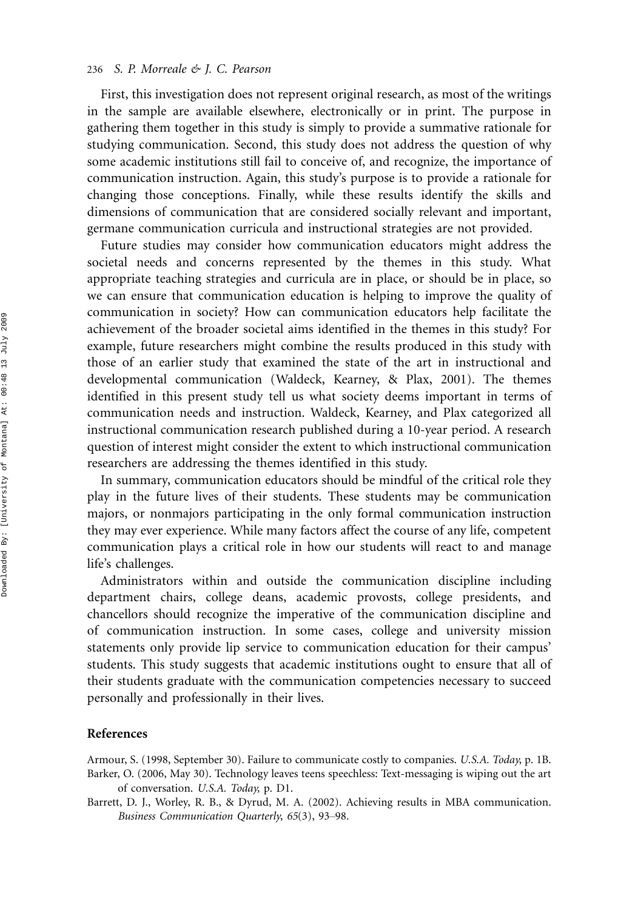First, this investigation does not represent original research, as most of the writings in the sample are available elsewhere, electronically or in print. The purpose in gathering them together in this study is simply to provide a summative rationale for studying communication. Second, this study does not address the question of why some academic institutions still fail to conceive of, and recognize, the importance of communication instruction. Again, this study's purpose is to provide a rationale for changing those conceptions. Finally, while these results identify the skills and dimensions of communication that are considered socially relevant and important, germane communication curricula and instructional strategies are not provided.

Future studies may consider how communication educators might address the societal needs and concerns represented by the themes in this study. What appropriate teaching strategies and curricula are in place, or should be in place, so we can ensure that communication education is helping to improve the quality of communication in society? How can communication educators help facilitate the achievement of the broader societal aims identified in the themes in this study? For example, future researchers might combine the results produced in this study with those of an earlier study that examined the state of the art in instructional and developmental communication (Waldeck, Kearney, & Plax, 2001). The themes identified in this present study tell us what society deems important in terms of communication needs and instruction. Waldeck, Kearney, and Plax categorized all instructional communication research published during a 10-year period. A research question of interest might consider the extent to which instructional communication researchers are addressing the themes identified in this study.

In summary, communication educators should be mindful of the critical role they play in the future lives of their students. These students may be communication majors, or nonmajors participating in the only formal communication instruction they may ever experience. While many factors affect the course of any life, competent communication plays a critical role in how our students will react to and manage life's challenges.

Administrators within and outside the communication discipline including department chairs, college deans, academic provosts, college presidents, and chancellors should recognize the imperative of the communication discipline and of communication instruction. In some cases, college and university mission statements only provide lip service to communication education for their campus' students. This study suggests that academic institutions ought to ensure that all of their students graduate with the communication competencies necessary to succeed personally and professionally in their lives.

## References

Armour, S. (1998, September 30). Failure to communicate costly to companies. *U.S.A. Today*, p. 1B.

Barker, O. (2006, May 30). Technology leaves teens speechless: Text-messaging is wiping out the art of conversation. *U.S.A. Today*, p. D1.

Barrett, D. J., Worley, R. B., & Dyrud, M. A. (2002). Achieving results in MBA communication. *Business Communication Quarterly*, *65*(3), 93–98.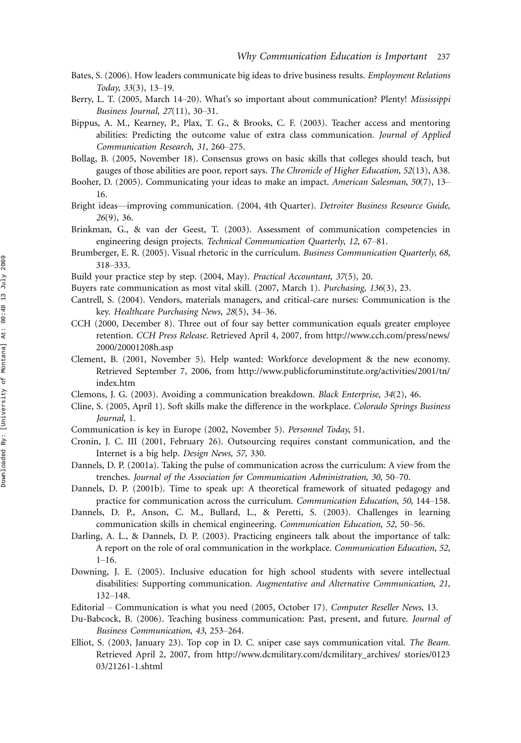Bates, S. (2006). How leaders communicate big ideas to drive business results. *Employment Relations Today*, *33*(3), 13–19.

Berry, L. T. (2005, March 14–20). What's so important about communication? Plenty! *Mississippi Business Journal, 27*(11), 30–31.

Bippus, A. M., Kearney, P., Plax, T. G., & Brooks, C. F. (2003). Teacher access and mentoring abilities: Predicting the outcome value of extra class communication. *Journal of Applied Communication Research*, *31*, 260–275.

Bollag, B. (2005, November 18). Consensus grows on basic skills that colleges should teach, but gauges of those abilities are poor, report says. *The Chronicle of Higher Education*, *52*(13), A38.

Booher, D. (2005). Communicating your ideas to make an impact. *American Salesman*, *50*(7), 13–16.

Bright ideas—improving communication. (2004, 4th Quarter). *Detroiter Business Resource Guide, 26*(9), 36.

Brinkman, G., & van der Geest, T. (2003). Assessment of communication competencies in engineering design projects. *Technical Communication Quarterly*, *12*, 67–81.

Brumberger, E. R. (2005). Visual rhetoric in the curriculum. *Business Communication Quarterly*, *68*, 318–333.

Build your practice step by step. (2004, May). *Practical Accountant, 37*(5), 20.

Buyers rate communication as most vital skill. (2007, March 1). *Purchasing, 136*(3), 23.

Cantrell, S. (2004). Vendors, materials managers, and critical-care nurses: Communication is the key. *Healthcare Purchasing News*, *28*(5), 34–36.

CCH (2000, December 8). Three out of four say better communication equals greater employee retention. *CCH Press Release*. Retrieved April 4, 2007, from http://www.cch.com/press/news/2000/20001208h.asp

Clement, B. (2001, November 5). Help wanted: Workforce development & the new economy. Retrieved September 7, 2006, from http://www.publicforuminstitute.org/activities/2001/tn/index.htm

Clemons, J. G. (2003). Avoiding a communication breakdown. *Black Enterprise*, *34*(2), 46.

Cline, S. (2005, April 1). Soft skills make the difference in the workplace. *Colorado Springs Business Journal*, 1.

Communication is key in Europe (2002, November 5). *Personnel Today*, 51.

Cronin, J. C. III (2001, February 26). Outsourcing requires constant communication, and the Internet is a big help. *Design News, 57,* 330.

Dannels, D. P. (2001a). Taking the pulse of communication across the curriculum: A view from the trenches. *Journal of the Association for Communication Administration*, *30*, 50–70.

Dannels, D. P. (2001b). Time to speak up: A theoretical framework of situated pedagogy and practice for communication across the curriculum. *Communication Education*, *50*, 144–158.

Dannels, D. P., Anson, C. M., Bullard, L., & Peretti, S. (2003). Challenges in learning communication skills in chemical engineering. *Communication Education*, *52*, 50–56.

Darling, A. L., & Dannels, D. P. (2003). Practicing engineers talk about the importance of talk: A report on the role of oral communication in the workplace. *Communication Education*, *52*, 1–16.

Downing, J. E. (2005). Inclusive education for high school students with severe intellectual disabilities: Supporting communication. *Augmentative and Alternative Communication*, *21*, 132–148.

Editorial – Communication is what you need (2005, October 17). *Computer Reseller News*, 13.

Du-Babcock, B. (2006). Teaching business communication: Past, present, and future. *Journal of Business Communication*, *43*, 253–264.

Elliot, S. (2003, January 23). Top cop in D. C. sniper case says communication vital. *The Beam.* Retrieved April 2, 2007, from http://www.dcmilitary.com/dcmilitary_archives/ stories/012303/21261-1.shtml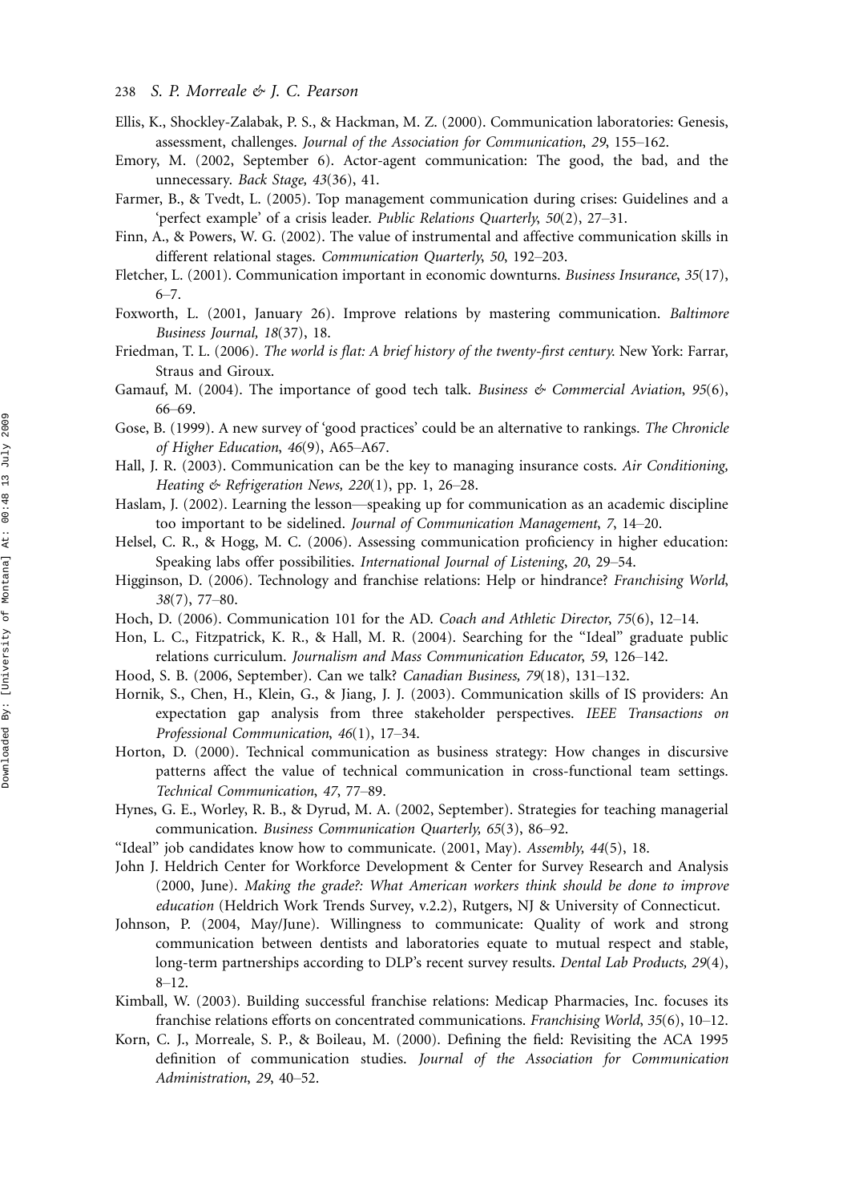Ellis, K., Shockley-Zalabak, P. S., & Hackman, M. Z. (2000). Communication laboratories: Genesis, assessment, challenges. *Journal of the Association for Communication*, *29*, 155–162.

Emory, M. (2002, September 6). Actor-agent communication: The good, the bad, and the unnecessary. *Back Stage, 43*(36), 41.

Farmer, B., & Tvedt, L. (2005). Top management communication during crises: Guidelines and a 'perfect example' of a crisis leader. *Public Relations Quarterly*, *50*(2), 27–31.

Finn, A., & Powers, W. G. (2002). The value of instrumental and affective communication skills in different relational stages. *Communication Quarterly*, *50*, 192–203.

Fletcher, L. (2001). Communication important in economic downturns. *Business Insurance*, *35*(17), 6–7.

Foxworth, L. (2001, January 26). Improve relations by mastering communication. *Baltimore Business Journal, 18*(37), 18.

Friedman, T. L. (2006). *The world is flat: A brief history of the twenty-first century.* New York: Farrar, Straus and Giroux.

Gamauf, M. (2004). The importance of good tech talk. *Business & Commercial Aviation*, *95*(6), 66–69.

Gose, B. (1999). A new survey of 'good practices' could be an alternative to rankings. *The Chronicle of Higher Education*, *46*(9), A65–A67.

Hall, J. R. (2003). Communication can be the key to managing insurance costs. *Air Conditioning, Heating & Refrigeration News, 220*(1), pp. 1, 26–28.

Haslam, J. (2002). Learning the lesson—speaking up for communication as an academic discipline too important to be sidelined. *Journal of Communication Management*, *7*, 14–20.

Helsel, C. R., & Hogg, M. C. (2006). Assessing communication proficiency in higher education: Speaking labs offer possibilities. *International Journal of Listening*, *20*, 29–54.

Higginson, D. (2006). Technology and franchise relations: Help or hindrance? *Franchising World*, *38*(7), 77–80.

Hoch, D. (2006). Communication 101 for the AD. *Coach and Athletic Director*, *75*(6), 12–14.

Hon, L. C., Fitzpatrick, K. R., & Hall, M. R. (2004). Searching for the "Ideal" graduate public relations curriculum. *Journalism and Mass Communication Educator*, *59*, 126–142.

Hood, S. B. (2006, September). Can we talk? *Canadian Business, 79*(18), 131–132.

Hornik, S., Chen, H., Klein, G., & Jiang, J. J. (2003). Communication skills of IS providers: An expectation gap analysis from three stakeholder perspectives. *IEEE Transactions on Professional Communication*, *46*(1), 17–34.

Horton, D. (2000). Technical communication as business strategy: How changes in discursive patterns affect the value of technical communication in cross-functional team settings. *Technical Communication*, *47*, 77–89.

Hynes, G. E., Worley, R. B., & Dyrud, M. A. (2002, September). Strategies for teaching managerial communication. *Business Communication Quarterly, 65*(3), 86–92.

"Ideal" job candidates know how to communicate. (2001, May). *Assembly, 44*(5), 18.

John J. Heldrich Center for Workforce Development & Center for Survey Research and Analysis (2000, June). *Making the grade?: What American workers think should be done to improve education* (Heldrich Work Trends Survey, v.2.2), Rutgers, NJ & University of Connecticut.

Johnson, P. (2004, May/June). Willingness to communicate: Quality of work and strong communication between dentists and laboratories equate to mutual respect and stable, long-term partnerships according to DLP's recent survey results. *Dental Lab Products*, *29*(4), 8–12.

Kimball, W. (2003). Building successful franchise relations: Medicap Pharmacies, Inc. focuses its franchise relations efforts on concentrated communications. *Franchising World*, *35*(6), 10–12.

Korn, C. J., Morreale, S. P., & Boileau, M. (2000). Defining the field: Revisiting the ACA 1995 definition of communication studies. *Journal of the Association for Communication Administration*, *29*, 40–52.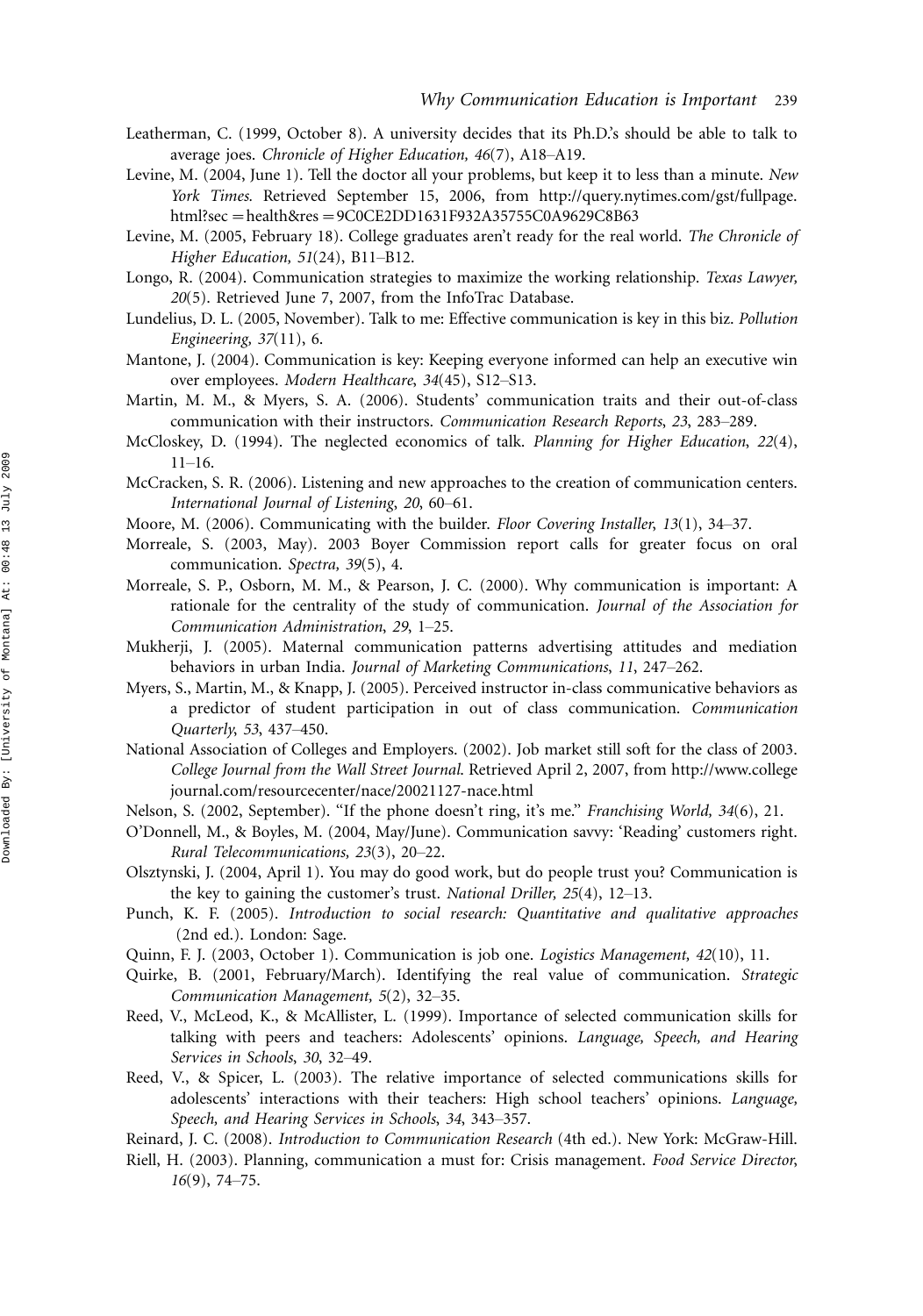Leatherman, C. (1999, October 8). A university decides that its Ph.D.'s should be able to talk to average joes. *Chronicle of Higher Education, 46*(7), A18–A19.

Levine, M. (2004, June 1). Tell the doctor all your problems, but keep it to less than a minute. *New York Times.* Retrieved September 15, 2006, from http://query.nytimes.com/gst/fullpage.html?sec = health&res = 9C0CE2DD1631F932A35755C0A9629C8B63

Levine, M. (2005, February 18). College graduates aren't ready for the real world. *The Chronicle of Higher Education, 51*(24), B11–B12.

Longo, R. (2004). Communication strategies to maximize the working relationship. *Texas Lawyer, 20*(5). Retrieved June 7, 2007, from the InfoTrac Database.

Lundelius, D. L. (2005, November). Talk to me: Effective communication is key in this biz. *Pollution Engineering, 37*(11), 6.

Mantone, J. (2004). Communication is key: Keeping everyone informed can help an executive win over employees. *Modern Healthcare, 34*(45), S12–S13.

Martin, M. M., & Myers, S. A. (2006). Students' communication traits and their out-of-class communication with their instructors. *Communication Research Reports, 23*, 283–289.

McCloskey, D. (1994). The neglected economics of talk. *Planning for Higher Education, 22*(4), 11–16.

McCracken, S. R. (2006). Listening and new approaches to the creation of communication centers. *International Journal of Listening, 20*, 60–61.

Moore, M. (2006). Communicating with the builder. *Floor Covering Installer, 13*(1), 34–37.

Morreale, S. (2003, May). 2003 Boyer Commission report calls for greater focus on oral communication. *Spectra, 39*(5), 4.

Morreale, S. P., Osborn, M. M., & Pearson, J. C. (2000). Why communication is important: A rationale for the centrality of the study of communication. *Journal of the Association for Communication Administration, 29*, 1–25.

Mukherji, J. (2005). Maternal communication patterns advertising attitudes and mediation behaviors in urban India. *Journal of Marketing Communications, 11*, 247–262.

Myers, S., Martin, M., & Knapp, J. (2005). Perceived instructor in-class communicative behaviors as a predictor of student participation in out of class communication. *Communication Quarterly, 53*, 437–450.

National Association of Colleges and Employers. (2002). Job market still soft for the class of 2003. *College Journal from the Wall Street Journal.* Retrieved April 2, 2007, from http://www.collegejournal.com/resourcecenter/nace/20021127-nace.html

Nelson, S. (2002, September). "If the phone doesn't ring, it's me." *Franchising World, 34*(6), 21.

O'Donnell, M., & Boyles, M. (2004, May/June). Communication savvy: 'Reading' customers right. *Rural Telecommunications, 23*(3), 20–22.

Olsztynski, J. (2004, April 1). You may do good work, but do people trust you? Communication is the key to gaining the customer's trust. *National Driller, 25*(4), 12–13.

Punch, K. F. (2005). *Introduction to social research: Quantitative and qualitative approaches* (2nd ed.). London: Sage.

Quinn, F. J. (2003, October 1). Communication is job one. *Logistics Management, 42*(10), 11.

Quirke, B. (2001, February/March). Identifying the real value of communication. *Strategic Communication Management, 5*(2), 32–35.

Reed, V., McLeod, K., & McAllister, L. (1999). Importance of selected communication skills for talking with peers and teachers: Adolescents' opinions. *Language, Speech, and Hearing Services in Schools, 30*, 32–49.

Reed, V., & Spicer, L. (2003). The relative importance of selected communications skills for adolescents' interactions with their teachers: High school teachers' opinions. *Language, Speech, and Hearing Services in Schools, 34*, 343–357.

Reinard, J. C. (2008). *Introduction to Communication Research* (4th ed.). New York: McGraw-Hill.

Riell, H. (2003). Planning, communication a must for: Crisis management. *Food Service Director, 16*(9), 74–75.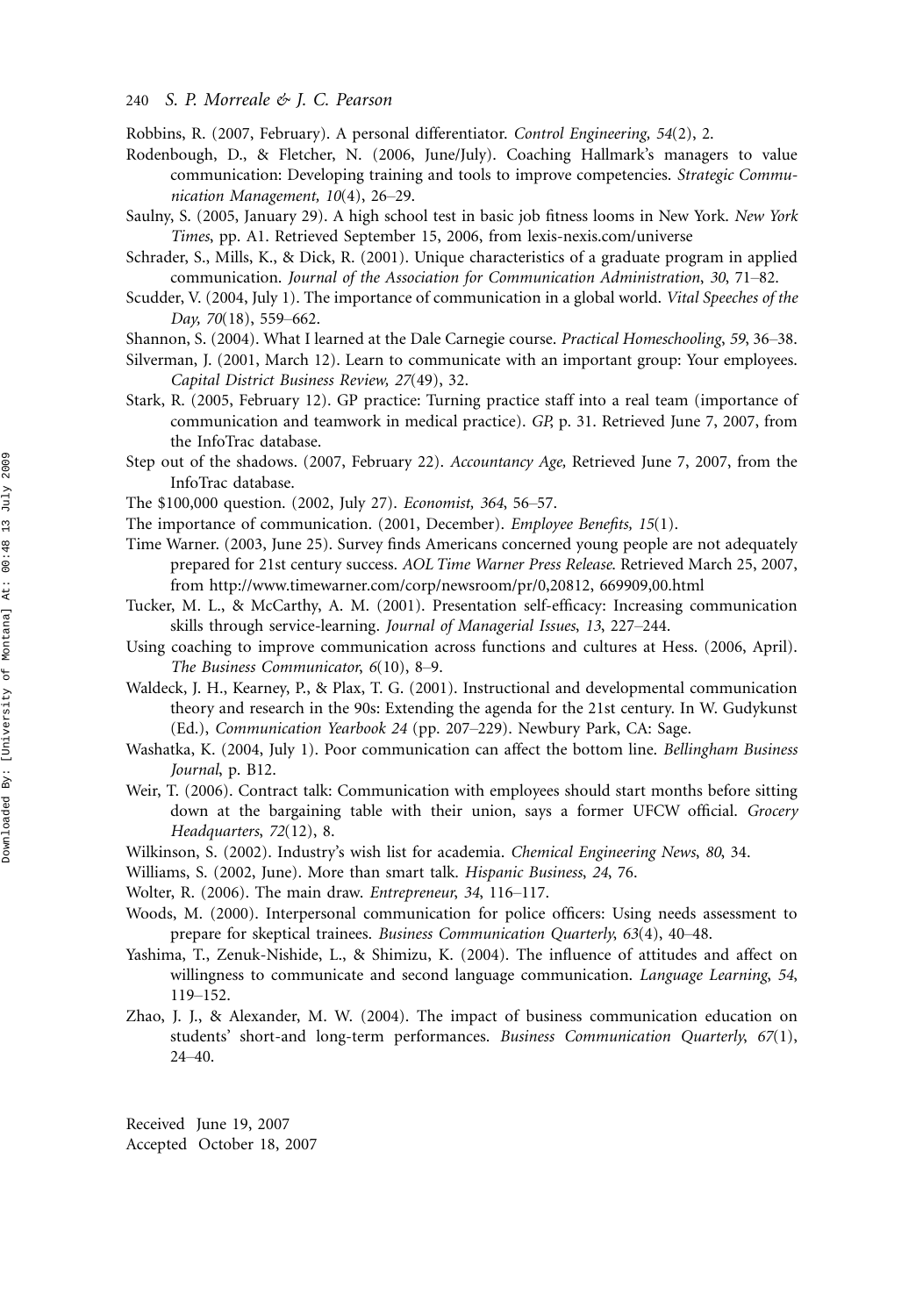Robbins, R. (2007, February). A personal differentiator. *Control Engineering, 54*(2), 2.

Rodenbough, D., & Fletcher, N. (2006, June/July). Coaching Hallmark's managers to value communication: Developing training and tools to improve competencies. *Strategic Communication Management, 10*(4), 26–29.

Saulny, S. (2005, January 29). A high school test in basic job fitness looms in New York. *New York Times*, pp. A1. Retrieved September 15, 2006, from lexis-nexis.com/universe

Schrader, S., Mills, K., & Dick, R. (2001). Unique characteristics of a graduate program in applied communication. *Journal of the Association for Communication Administration, 30*, 71–82.

Scudder, V. (2004, July 1). The importance of communication in a global world. *Vital Speeches of the Day, 70*(18), 559–662.

Shannon, S. (2004). What I learned at the Dale Carnegie course. *Practical Homeschooling, 59*, 36–38.

Silverman, J. (2001, March 12). Learn to communicate with an important group: Your employees. *Capital District Business Review, 27*(49), 32.

Stark, R. (2005, February 12). GP practice: Turning practice staff into a real team (importance of communication and teamwork in medical practice). *GP*, p. 31. Retrieved June 7, 2007, from the InfoTrac database.

Step out of the shadows. (2007, February 22). *Accountancy Age*, Retrieved June 7, 2007, from the InfoTrac database.

The $100,000 question. (2002, July 27). *Economist, 364*, 56–57.

The importance of communication. (2001, December). *Employee Benefits, 15*(1).

Time Warner. (2003, June 25). Survey finds Americans concerned young people are not adequately prepared for 21st century success. *AOL Time Warner Press Release*. Retrieved March 25, 2007, from http://www.timewarner.com/corp/newsroom/pr/0,20812, 669909,00.html

Tucker, M. L., & McCarthy, A. M. (2001). Presentation self-efficacy: Increasing communication skills through service-learning. *Journal of Managerial Issues, 13*, 227–244.

Using coaching to improve communication across functions and cultures at Hess. (2006, April). *The Business Communicator, 6*(10), 8–9.

Waldeck, J. H., Kearney, P., & Plax, T. G. (2001). Instructional and developmental communication theory and research in the 90s: Extending the agenda for the 21st century. In W. Gudykunst (Ed.), *Communication Yearbook 24* (pp. 207–229). Newbury Park, CA: Sage.

Washatka, K. (2004, July 1). Poor communication can affect the bottom line. *Bellingham Business Journal*, p. B12.

Weir, T. (2006). Contract talk: Communication with employees should start months before sitting down at the bargaining table with their union, says a former UFCW official. *Grocery Headquarters, 72*(12), 8.

Wilkinson, S. (2002). Industry's wish list for academia. *Chemical Engineering News, 80*, 34.

Williams, S. (2002, June). More than smart talk. *Hispanic Business, 24*, 76.

Wolter, R. (2006). The main draw. *Entrepreneur, 34*, 116–117.

Woods, M. (2000). Interpersonal communication for police officers: Using needs assessment to prepare for skeptical trainees. *Business Communication Quarterly, 63*(4), 40–48.

Yashima, T., Zenuk-Nishide, L., & Shimizu, K. (2004). The influence of attitudes and affect on willingness to communicate and second language communication. *Language Learning, 54*, 119–152.

Zhao, J. J., & Alexander, M. W. (2004). The impact of business communication education on students' short-and long-term performances. *Business Communication Quarterly, 67*(1), 24–40.

Received June 19, 2007
Accepted October 18, 2007